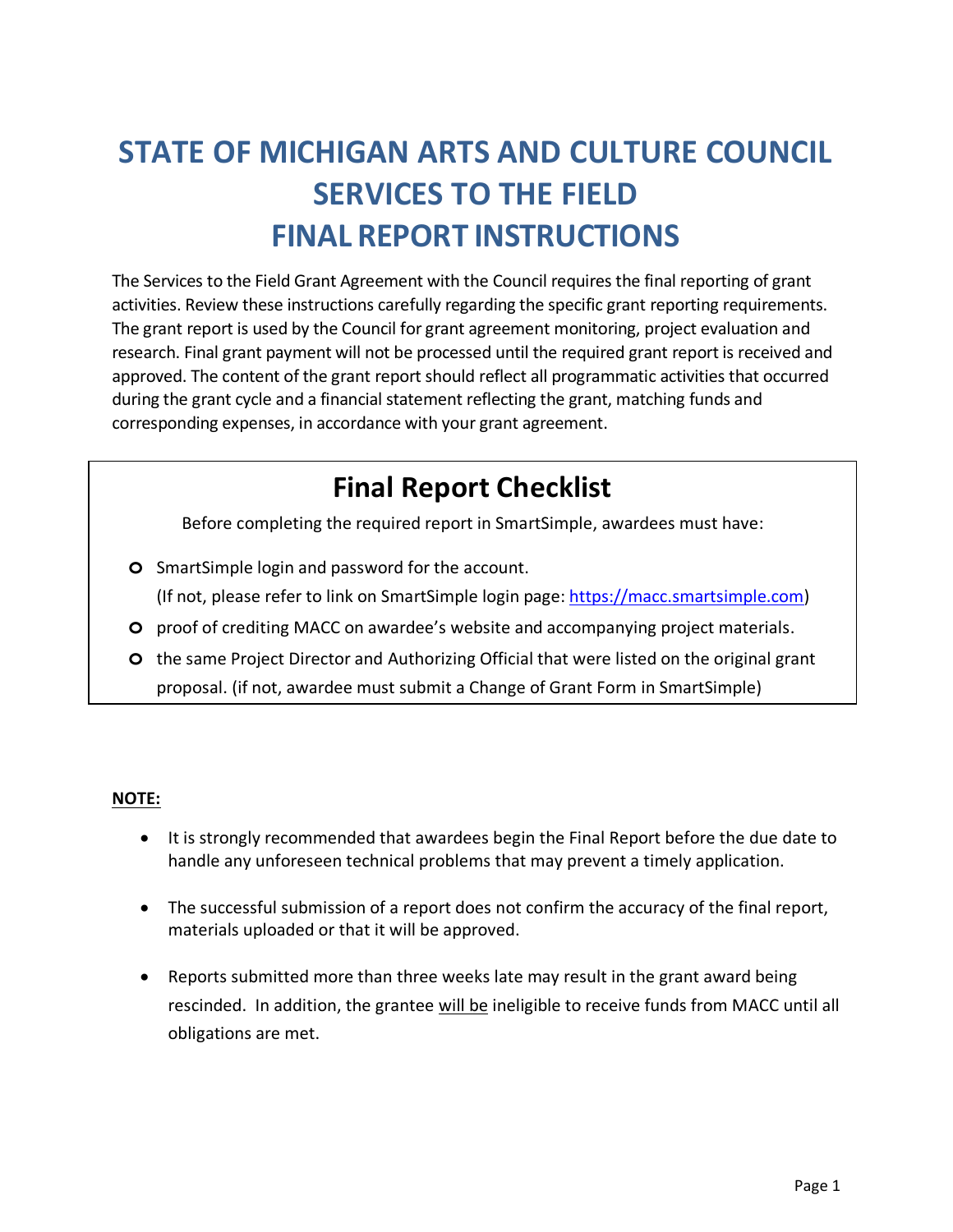# STATE OF MICHIGAN ARTS AND CULTURE COUNCIL SERVICES TO THE FIELD FINAL REPORT INSTRUCTIONS

The Services to the Field Grant Agreement with the Council requires the final reporting of grant activities. Review these instructions carefully regarding the specific grant reporting requirements. The grant report is used by the Council for grant agreement monitoring, project evaluation and research. Final grant payment will not be processed until the required grant report is received and approved. The content of the grant report should reflect all programmatic activities that occurred during the grant cycle and a financial statement reflecting the grant, matching funds and corresponding expenses, in accordance with your grant agreement.

## Final Report Checklist

Before completing the required report in SmartSimple, awardees must have:

- SmartSimple login and password for the account.
  (If not, please refer to link on SmartSimple login page: [https://macc.smartsimple.com](https://macc.smartsimple.com))
- proof of crediting MACC on awardee's website and accompanying project materials.
- the same Project Director and Authorizing Official that were listed on the original grant proposal. (if not, awardee must submit a Change of Grant Form in SmartSimple)

**NOTE:**

- It is strongly recommended that awardees begin the Final Report before the due date to handle any unforeseen technical problems that may prevent a timely application.
- The successful submission of a report does not confirm the accuracy of the final report, materials uploaded or that it will be approved.
- Reports submitted more than three weeks late may result in the grant award being rescinded. In addition, the grantee <u>will be</u> ineligible to receive funds from MACC until all obligations are met.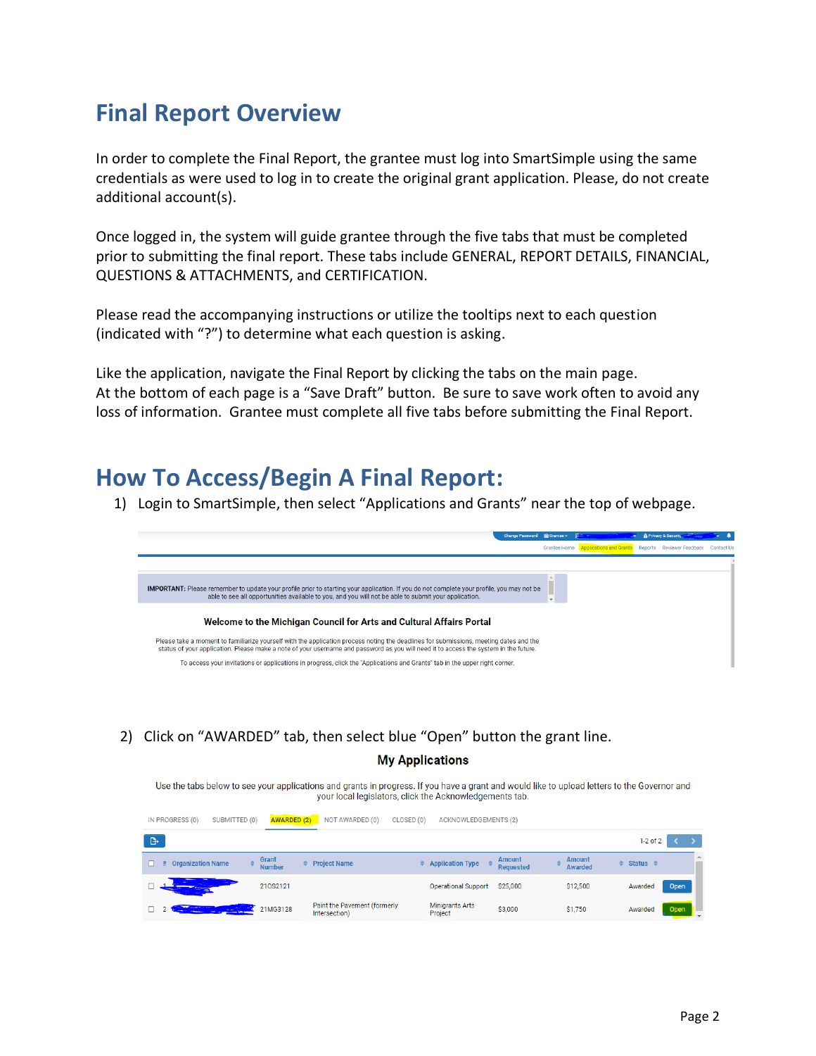# Final Report Overview

In order to complete the Final Report, the grantee must log into SmartSimple using the same credentials as were used to log in to create the original grant application. Please, do not create additional account(s).

Once logged in, the system will guide grantee through the five tabs that must be completed prior to submitting the final report. These tabs include GENERAL, REPORT DETAILS, FINANCIAL, QUESTIONS & ATTACHMENTS, and CERTIFICATION.

Please read the accompanying instructions or utilize the tooltips next to each question (indicated with "?") to determine what each question is asking.

Like the application, navigate the Final Report by clicking the tabs on the main page. At the bottom of each page is a "Save Draft" button. Be sure to save work often to avoid any loss of information. Grantee must complete all five tabs before submitting the Final Report.

# How To Access/Begin A Final Report:

1) Login to SmartSimple, then select "Applications and Grants" near the top of webpage.

Change Password | Grantee Home | Applications and Grants | Reports | Reviewer Feedback | Contact Us

**IMPORTANT:** Please remember to update your profile prior to starting your application. If you do not complete your profile, you may not be able to see all opportunities available to you, and you will not be able to submit your application.

**Welcome to the Michigan Council for Arts and Cultural Affairs Portal**

Please take a moment to familiarize yourself with the application process noting the deadlines for submissions, meeting dates and the status of your application. Please make a note of your username and password as you will need it to access the system in the future.

To access your invitations or applications in progress, click the "Applications and Grants" tab in the upper right corner.

2) Click on "AWARDED" tab, then select blue "Open" button the grant line.

**My Applications**

Use the tabs below to see your applications and grants in progress. If you have a grant and would like to upload letters to the Governor and your local legislators, click the Acknowledgements tab.

IN PROGRESS (0) | SUBMITTED (0) | AWARDED (2) | NOT AWARDED (0) | CLOSED (0) | ACKNOWLEDGEMENTS (2)

1-2 of 2

| # | Organization Name | Grant Number | Project Name | Application Type | Amount Requested | Amount Awarded | Status | |
|---|---|---|---|---|---|---|---|---|
| 1 | | 21OS2121 | | Operational Support | $25,000 | $12,500 | Awarded | Open |
| 2 | | 21MG3128 | Paint the Pavement (formerly Intersection) | Minigrants Arts Project | $3,000 | $1,750 | Awarded | Open |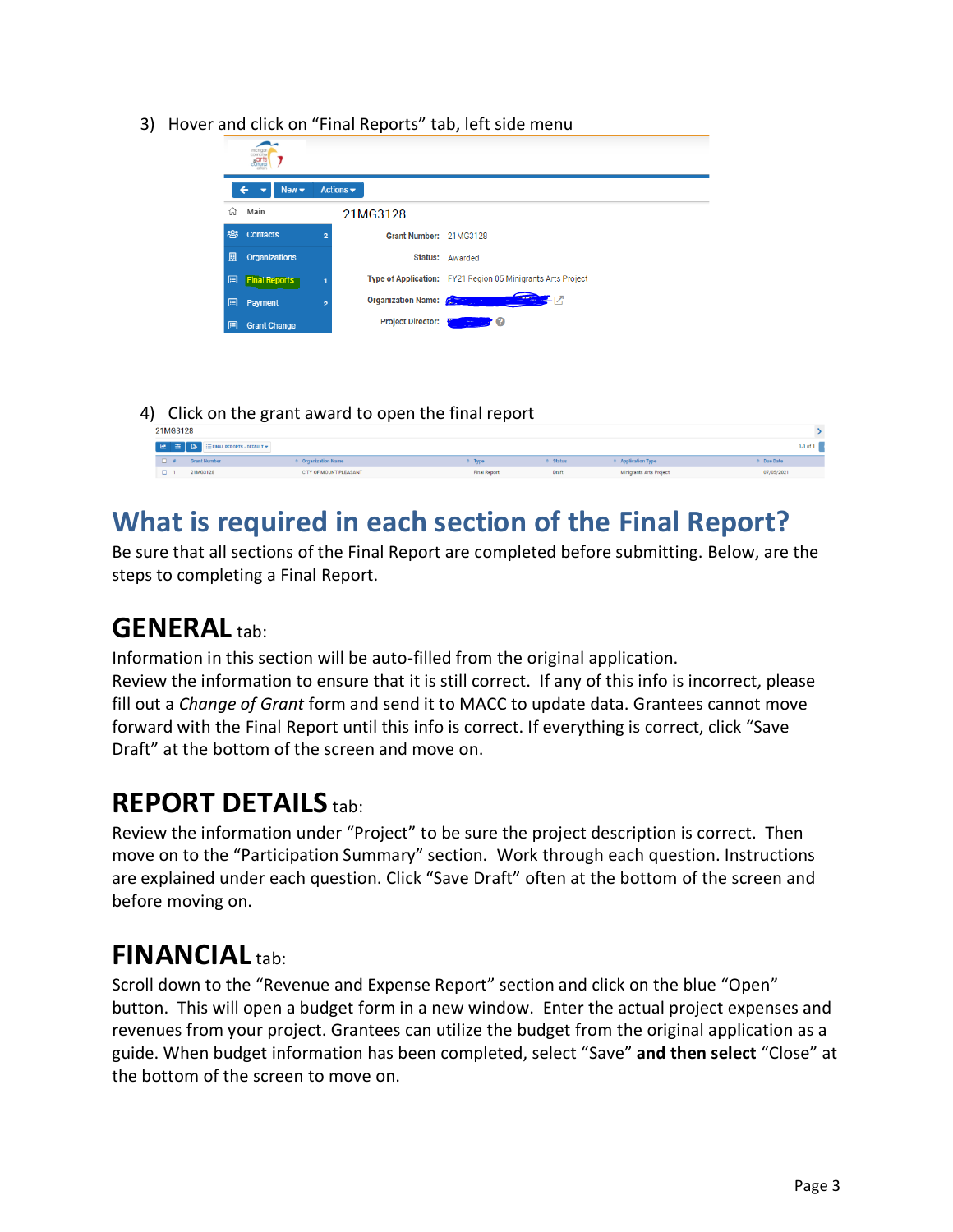3) Hover and click on "Final Reports" tab, left side menu

4) Click on the grant award to open the final report

# What is required in each section of the Final Report?

Be sure that all sections of the Final Report are completed before submitting. Below, are the steps to completing a Final Report.

## **GENERAL** tab:

Information in this section will be auto-filled from the original application.
Review the information to ensure that it is still correct. If any of this info is incorrect, please fill out a *Change of Grant* form and send it to MACC to update data. Grantees cannot move forward with the Final Report until this info is correct. If everything is correct, click "Save Draft" at the bottom of the screen and move on.

## **REPORT DETAILS** tab:

Review the information under "Project" to be sure the project description is correct. Then move on to the "Participation Summary" section. Work through each question. Instructions are explained under each question. Click "Save Draft" often at the bottom of the screen and before moving on.

## **FINANCIAL** tab:

Scroll down to the "Revenue and Expense Report" section and click on the blue "Open" button. This will open a budget form in a new window. Enter the actual project expenses and revenues from your project. Grantees can utilize the budget from the original application as a guide. When budget information has been completed, select "Save" **and then select** "Close" at the bottom of the screen to move on.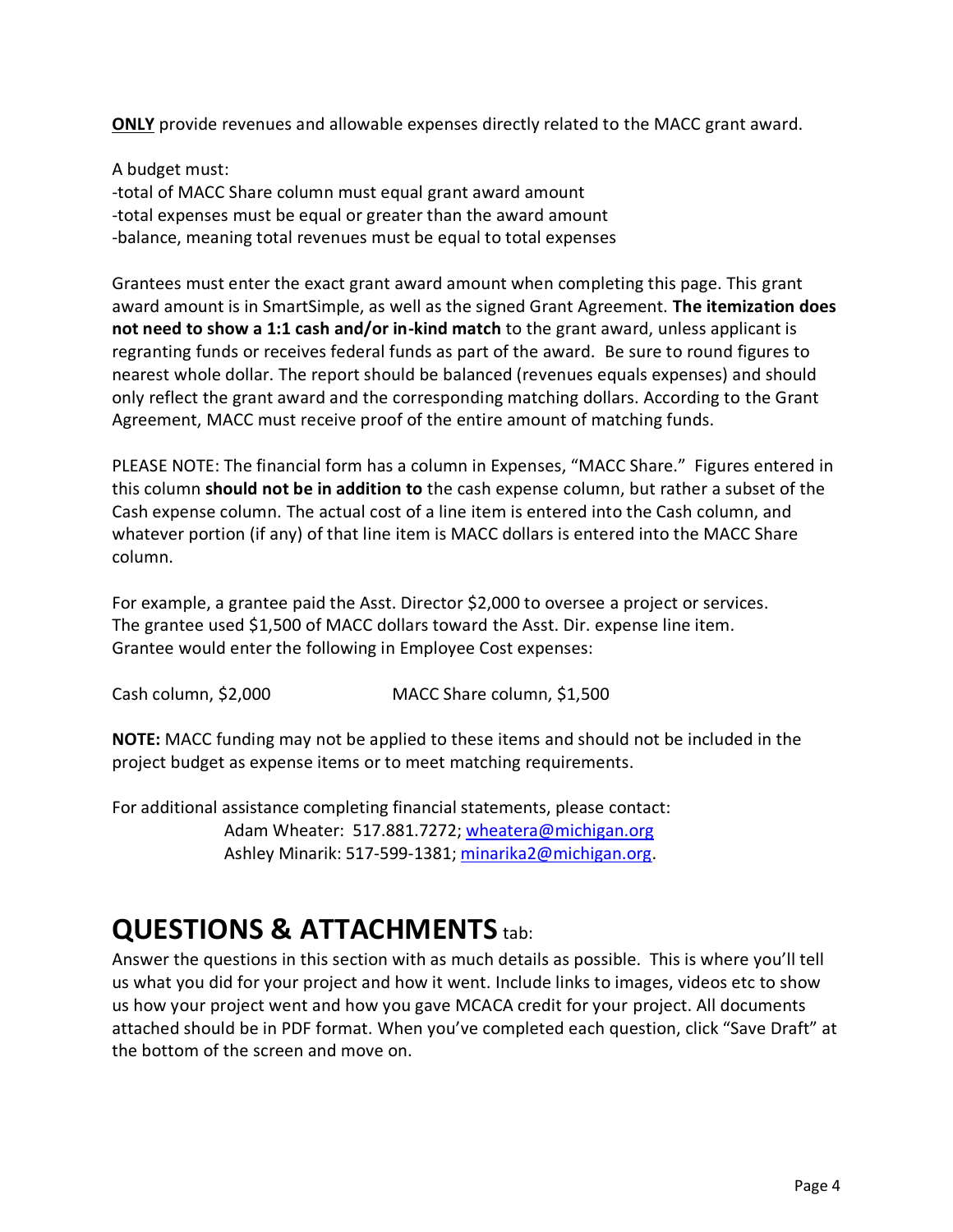**<u>ONLY</u>** provide revenues and allowable expenses directly related to the MACC grant award.

A budget must:
-total of MACC Share column must equal grant award amount
-total expenses must be equal or greater than the award amount
-balance, meaning total revenues must be equal to total expenses

Grantees must enter the exact grant award amount when completing this page. This grant award amount is in SmartSimple, as well as the signed Grant Agreement. **The itemization does not need to show a 1:1 cash and/or in-kind match** to the grant award, unless applicant is regranting funds or receives federal funds as part of the award. Be sure to round figures to nearest whole dollar. The report should be balanced (revenues equals expenses) and should only reflect the grant award and the corresponding matching dollars. According to the Grant Agreement, MACC must receive proof of the entire amount of matching funds.

PLEASE NOTE: The financial form has a column in Expenses, "MACC Share." Figures entered in this column **should not be in addition to** the cash expense column, but rather a subset of the Cash expense column. The actual cost of a line item is entered into the Cash column, and whatever portion (if any) of that line item is MACC dollars is entered into the MACC Share column.

For example, a grantee paid the Asst. Director $2,000 to oversee a project or services. The grantee used $1,500 of MACC dollars toward the Asst. Dir. expense line item. Grantee would enter the following in Employee Cost expenses:

Cash column, $2,000 MACC Share column, $1,500

**NOTE:** MACC funding may not be applied to these items and should not be included in the project budget as expense items or to meet matching requirements.

For additional assistance completing financial statements, please contact:
Adam Wheater: 517.881.7272; wheatera@michigan.org
Ashley Minarik: 517-599-1381; minarika2@michigan.org.

## QUESTIONS & ATTACHMENTS tab:

Answer the questions in this section with as much details as possible. This is where you'll tell us what you did for your project and how it went. Include links to images, videos etc to show us how your project went and how you gave MCACA credit for your project. All documents attached should be in PDF format. When you've completed each question, click "Save Draft" at the bottom of the screen and move on.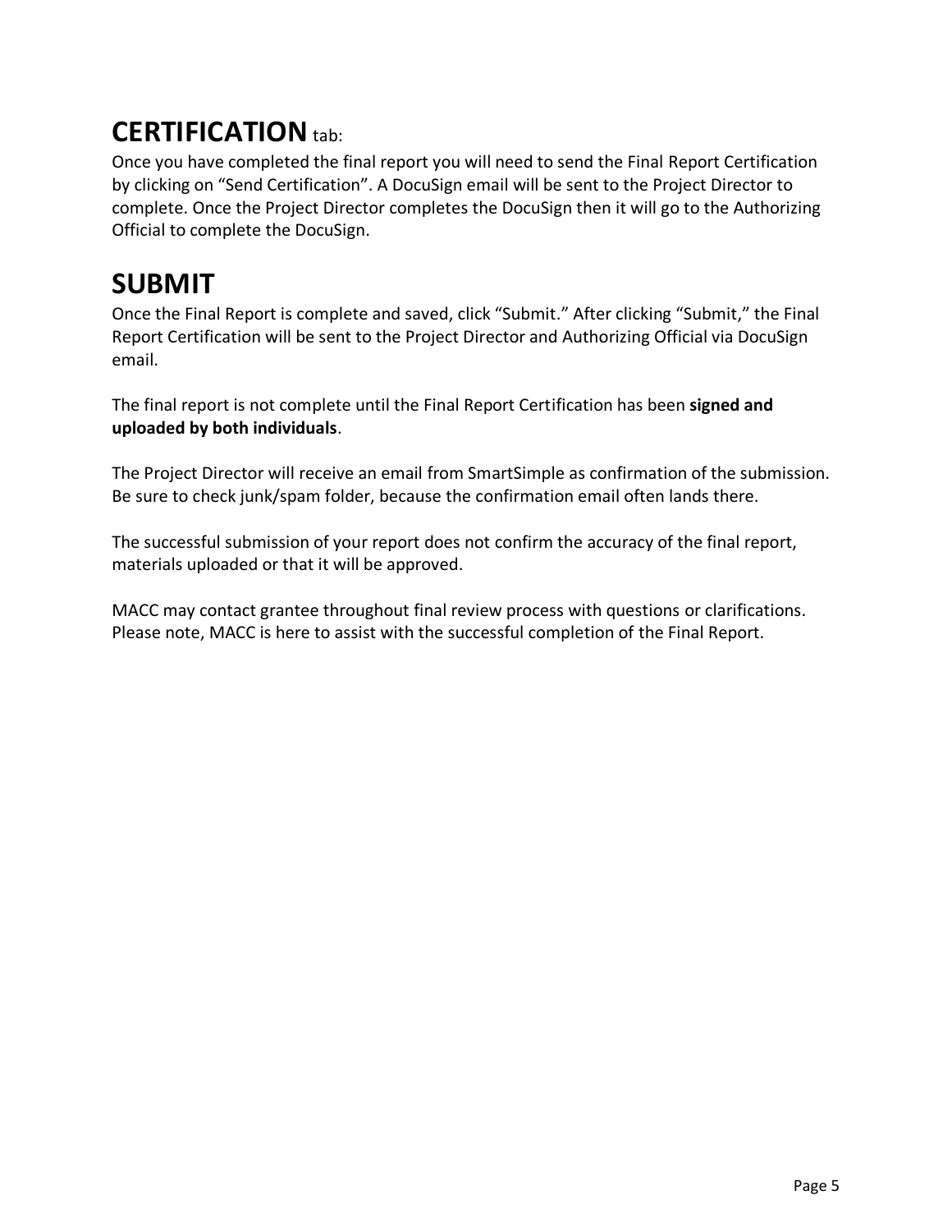## **CERTIFICATION** tab:

Once you have completed the final report you will need to send the Final Report Certification by clicking on "Send Certification". A DocuSign email will be sent to the Project Director to complete. Once the Project Director completes the DocuSign then it will go to the Authorizing Official to complete the DocuSign.

## SUBMIT

Once the Final Report is complete and saved, click "Submit." After clicking "Submit," the Final Report Certification will be sent to the Project Director and Authorizing Official via DocuSign email.

The final report is not complete until the Final Report Certification has been **signed and uploaded by both individuals**.

The Project Director will receive an email from SmartSimple as confirmation of the submission. Be sure to check junk/spam folder, because the confirmation email often lands there.

The successful submission of your report does not confirm the accuracy of the final report, materials uploaded or that it will be approved.

MACC may contact grantee throughout final review process with questions or clarifications. Please note, MACC is here to assist with the successful completion of the Final Report.